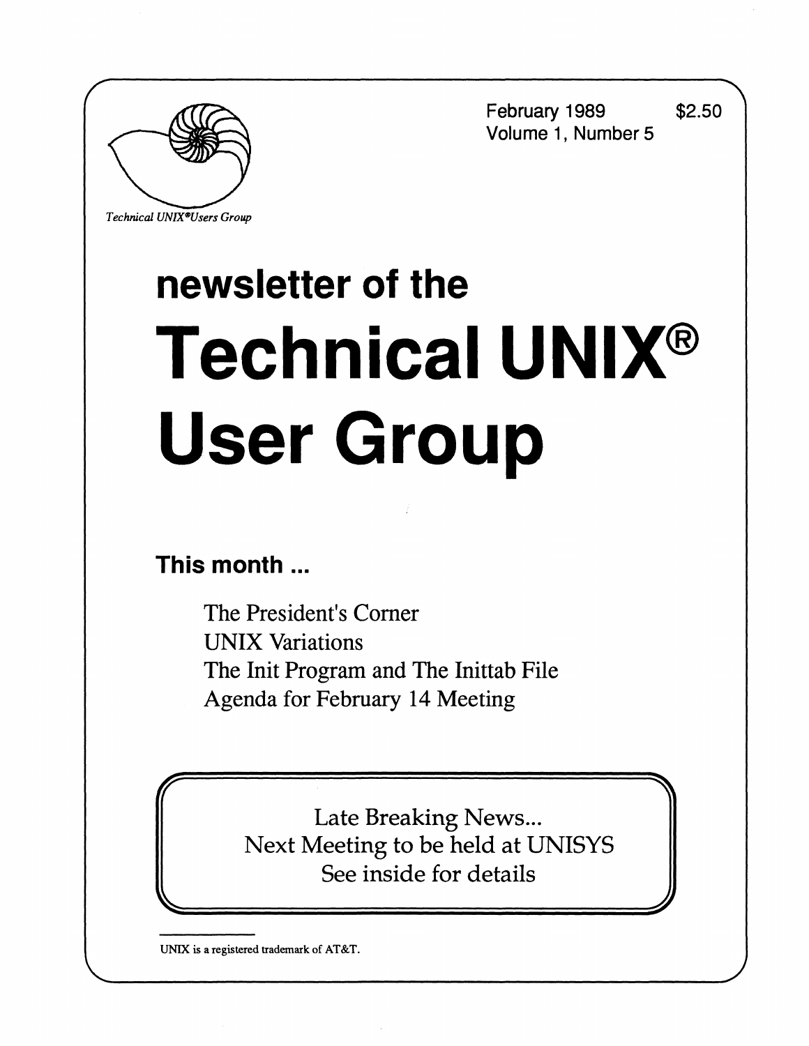February 1989 $2.50
Volume 1, Number 5

*Technical UNIX®Users Group*

# newsletter of the Technical UNIX® User Group

## This month ...

The President's Corner
UNIX Variations
The Init Program and The Inittab File
Agenda for February 14 Meeting

Late Breaking News...
Next Meeting to be held at UNISYS
See inside for details

UNIX is a registered trademark of AT&T.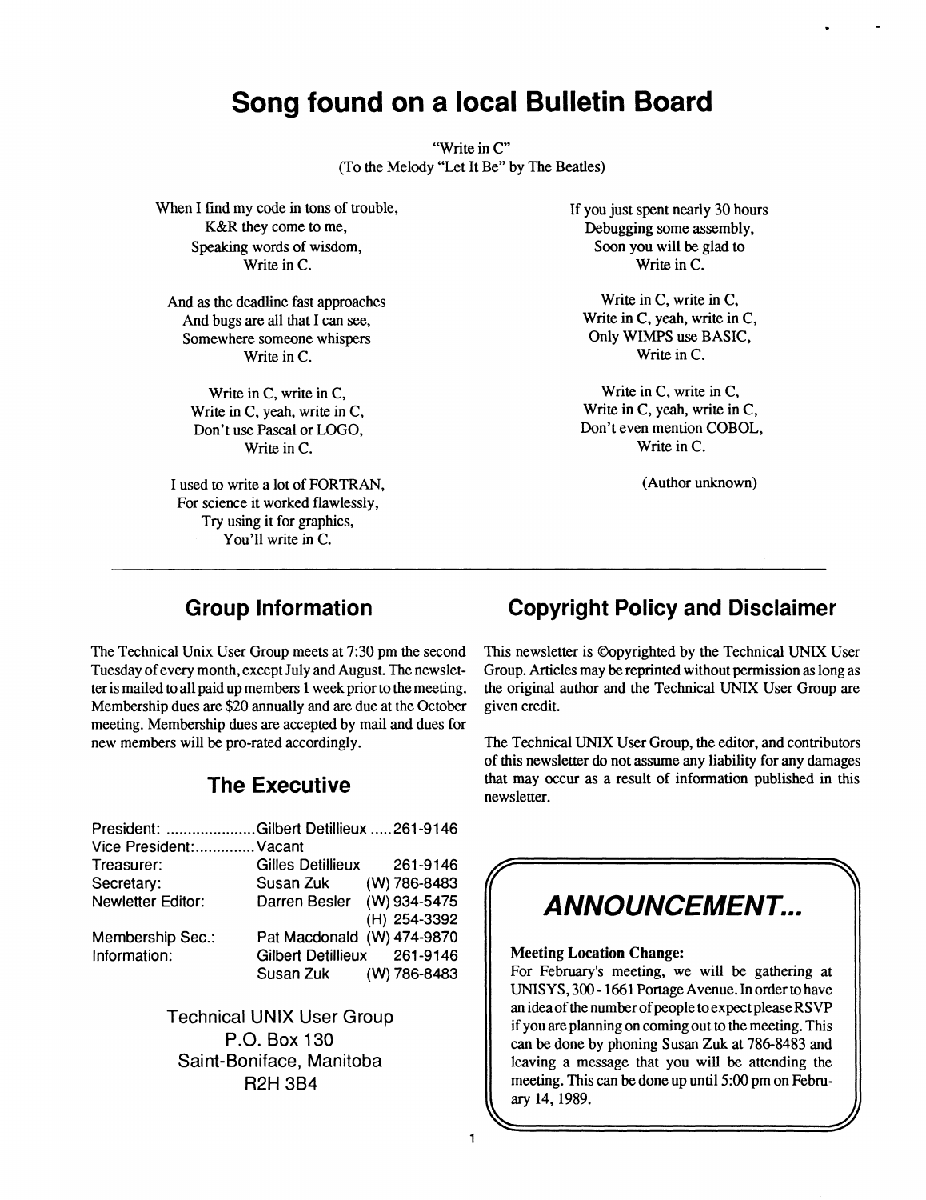# Song found on a local Bulletin Board

"Write in C"
(To the Melody "Let It Be" by The Beatles)

When I find my code in tons of trouble,
K&R they come to me,
Speaking words of wisdom,
Write in C.

And as the deadline fast approaches
And bugs are all that I can see,
Somewhere someone whispers
Write in C.

Write in C, write in C,
Write in C, yeah, write in C,
Don't use Pascal or LOGO,
Write in C.

I used to write a lot of FORTRAN,
For science it worked flawlessly,
Try using it for graphics,
You'll write in C.

If you just spent nearly 30 hours
Debugging some assembly,
Soon you will be glad to
Write in C.

Write in C, write in C,
Write in C, yeah, write in C,
Only WIMPS use BASIC,
Write in C.

Write in C, write in C,
Write in C, yeah, write in C,
Don't even mention COBOL,
Write in C.

(Author unknown)

---

## Group Information

The Technical Unix User Group meets at 7:30 pm the second Tuesday of every month, except July and August. The newsletter is mailed to all paid up members 1 week prior to the meeting. Membership dues are $20 annually and are due at the October meeting. Membership dues are accepted by mail and dues for new members will be pro-rated accordingly.

## The Executive

| | | |
|---|---|---|
| President: | Gilbert Detillieux | 261-9146 |
| Vice President: | Vacant | |
| Treasurer: | Gilles Detillieux | 261-9146 |
| Secretary: | Susan Zuk | (W) 786-8483 |
| Newletter Editor: | Darren Besler | (W) 934-5475 |
| | | (H) 254-3392 |
| Membership Sec.: | Pat Macdonald | (W) 474-9870 |
| Information: | Gilbert Detillieux | 261-9146 |
| | Susan Zuk | (W) 786-8483 |

Technical UNIX User Group
P.O. Box 130
Saint-Boniface, Manitoba
R2H 3B4

## Copyright Policy and Disclaimer

This newsletter is ©opyrighted by the Technical UNIX User Group. Articles may be reprinted without permission as long as the original author and the Technical UNIX User Group are given credit.

The Technical UNIX User Group, the editor, and contributors of this newsletter do not assume any liability for any damages that may occur as a result of information published in this newsletter.

## *ANNOUNCEMENT...*

**Meeting Location Change:**
For February's meeting, we will be gathering at UNISYS, 300 - 1661 Portage Avenue. In order to have an idea of the number of people to expect please RSVP if you are planning on coming out to the meeting. This can be done by phoning Susan Zuk at 786-8483 and leaving a message that you will be attending the meeting. This can be done up until 5:00 pm on February 14, 1989.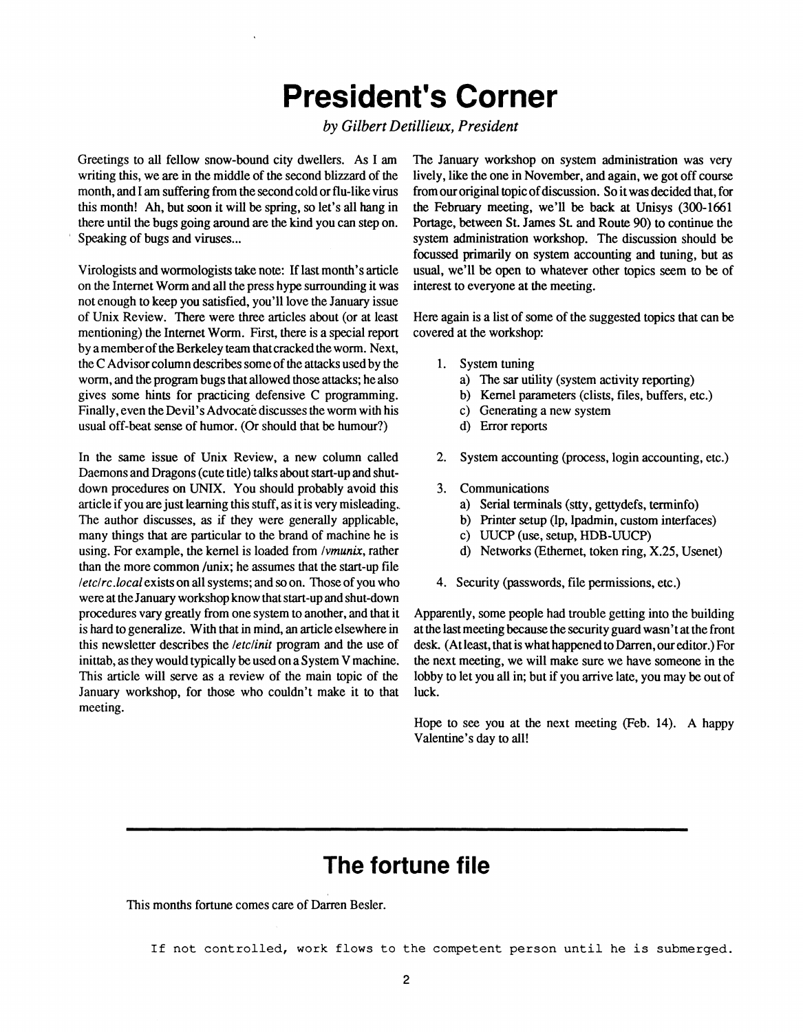# President's Corner

*by Gilbert Detillieux, President*

Greetings to all fellow snow-bound city dwellers. As I am writing this, we are in the middle of the second blizzard of the month, and I am suffering from the second cold or flu-like virus this month! Ah, but soon it will be spring, so let's all hang in there until the bugs going around are the kind you can step on. Speaking of bugs and viruses...

Virologists and wormologists take note: If last month's article on the Internet Worm and all the press hype surrounding it was not enough to keep you satisfied, you'll love the January issue of Unix Review. There were three articles about (or at least mentioning) the Internet Worm. First, there is a special report by a member of the Berkeley team that cracked the worm. Next, the C Advisor column describes some of the attacks used by the worm, and the program bugs that allowed those attacks; he also gives some hints for practicing defensive C programming. Finally, even the Devil's Advocate discusses the worm with his usual off-beat sense of humor. (Or should that be humour?)

In the same issue of Unix Review, a new column called Daemons and Dragons (cute title) talks about start-up and shut-down procedures on UNIX. You should probably avoid this article if you are just learning this stuff, as it is very misleading. The author discusses, as if they were generally applicable, many things that are particular to the brand of machine he is using. For example, the kernel is loaded from */vmunix*, rather than the more common /unix; he assumes that the start-up file */etc/rc.local* exists on all systems; and so on. Those of you who were at the January workshop know that start-up and shut-down procedures vary greatly from one system to another, and that it is hard to generalize. With that in mind, an article elsewhere in this newsletter describes the */etc/init* program and the use of inittab, as they would typically be used on a System V machine. This article will serve as a review of the main topic of the January workshop, for those who couldn't make it to that meeting.

The January workshop on system administration was very lively, like the one in November, and again, we got off course from our original topic of discussion. So it was decided that, for the February meeting, we'll be back at Unisys (300-1661 Portage, between St. James St. and Route 90) to continue the system administration workshop. The discussion should be focussed primarily on system accounting and tuning, but as usual, we'll be open to whatever other topics seem to be of interest to everyone at the meeting.

Here again is a list of some of the suggested topics that can be covered at the workshop:

1. System tuning
   a) The sar utility (system activity reporting)
   b) Kernel parameters (clists, files, buffers, etc.)
   c) Generating a new system
   d) Error reports

2. System accounting (process, login accounting, etc.)

3. Communications
   a) Serial terminals (stty, gettydefs, terminfo)
   b) Printer setup (lp, lpadmin, custom interfaces)
   c) UUCP (use, setup, HDB-UUCP)
   d) Networks (Ethernet, token ring, X.25, Usenet)

4. Security (passwords, file permissions, etc.)

Apparently, some people had trouble getting into the building at the last meeting because the security guard wasn't at the front desk. (At least, that is what happened to Darren, our editor.) For the next meeting, we will make sure we have someone in the lobby to let you all in; but if you arrive late, you may be out of luck.

Hope to see you at the next meeting (Feb. 14). A happy Valentine's day to all!

# The fortune file

This months fortune comes care of Darren Besler.

```
If not controlled, work flows to the competent person until he is submerged.
```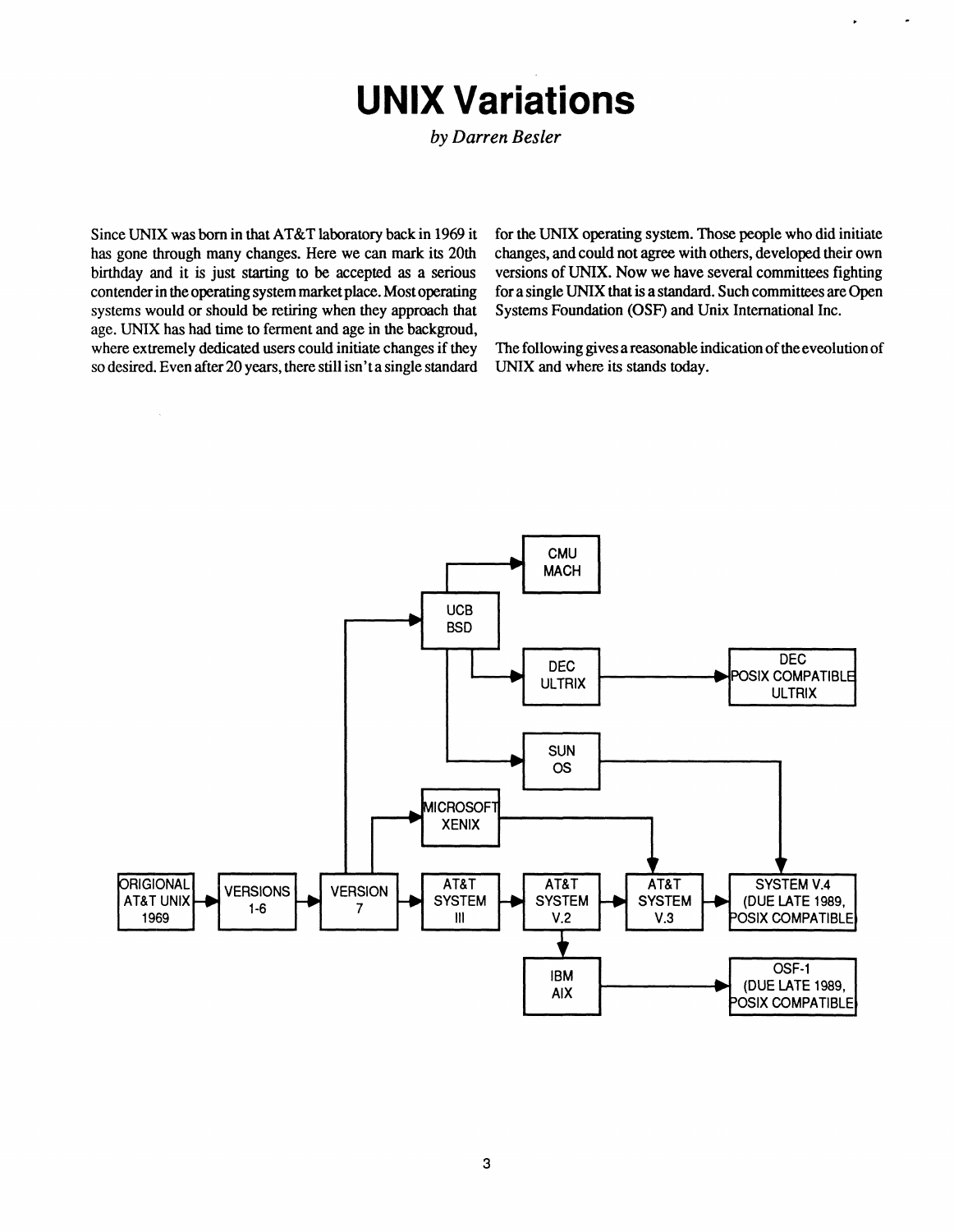# UNIX Variations

*by Darren Besler*

Since UNIX was born in that AT&T laboratory back in 1969 it has gone through many changes. Here we can mark its 20th birthday and it is just starting to be accepted as a serious contender in the operating system market place. Most operating systems would or should be retiring when they approach that age. UNIX has had time to ferment and age in the backgroud, where extremely dedicated users could initiate changes if they so desired. Even after 20 years, there still isn't a single standard for the UNIX operating system. Those people who did initiate changes, and could not agree with others, developed their own versions of UNIX. Now we have several committees fighting for a single UNIX that is a standard. Such committees are Open Systems Foundation (OSF) and Unix International Inc.

The following gives a reasonable indication of the eveolution of UNIX and where its stands today.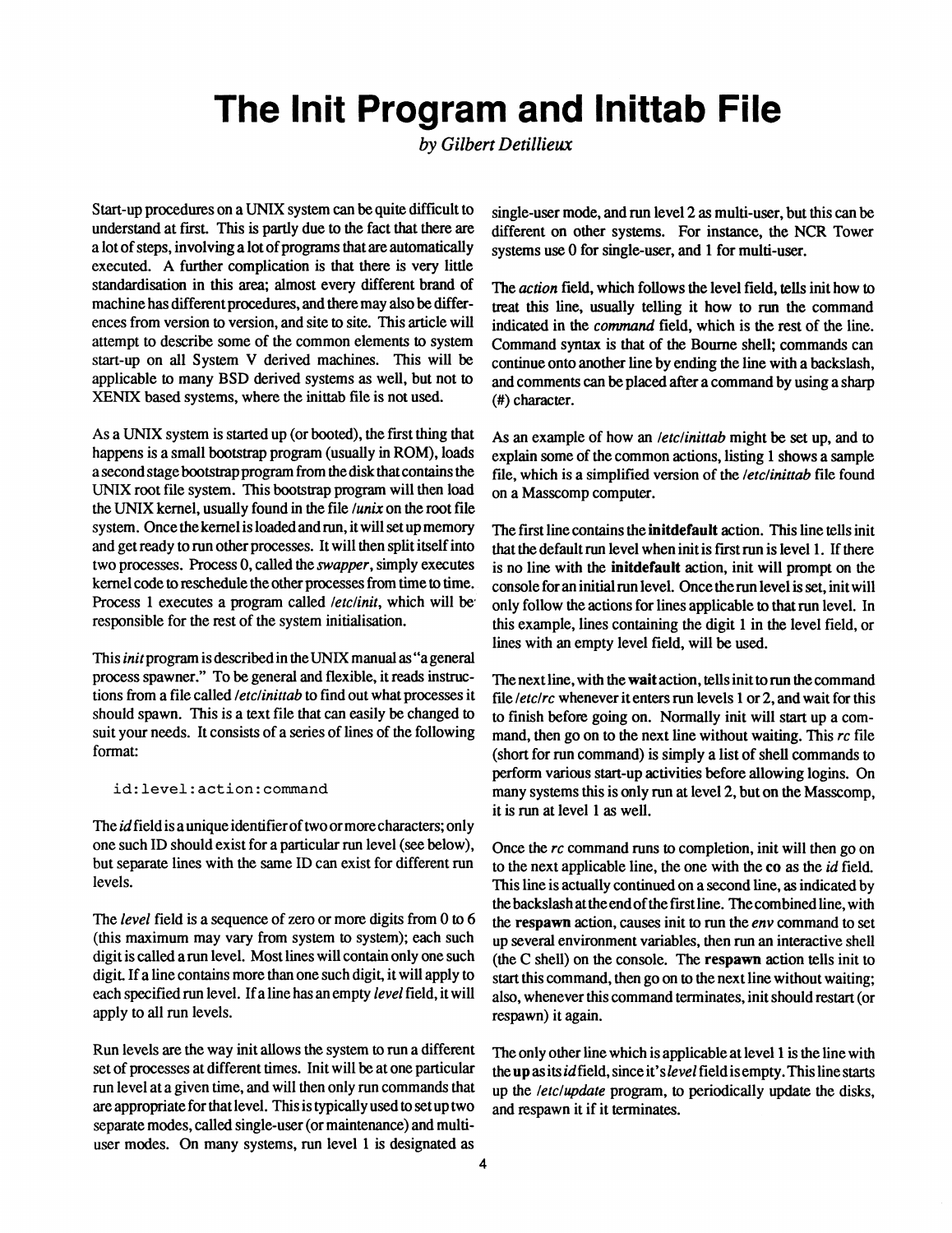// The Init Program and Inittab File

*by Gilbert Detillieux*

Start-up procedures on a UNIX system can be quite difficult to understand at first. This is partly due to the fact that there are a lot of steps, involving a lot of programs that are automatically executed. A further complication is that there is very little standardisation in this area; almost every different brand of machine has different procedures, and there may also be differences from version to version, and site to site. This article will attempt to describe some of the common elements to system start-up on all System V derived machines. This will be applicable to many BSD derived systems as well, but not to XENIX based systems, where the inittab file is not used.

As a UNIX system is started up (or booted), the first thing that happens is a small bootstrap program (usually in ROM), loads a second stage bootstrap program from the disk that contains the UNIX root file system. This bootstrap program will then load the UNIX kernel, usually found in the file */unix* on the root file system. Once the kernel is loaded and run, it will set up memory and get ready to run other processes. It will then split itself into two processes. Process 0, called the *swapper*, simply executes kernel code to reschedule the other processes from time to time. Process 1 executes a program called */etc/init*, which will be responsible for the rest of the system initialisation.

This *init* program is described in the UNIX manual as "a general process spawner." To be general and flexible, it reads instructions from a file called */etc/inittab* to find out what processes it should spawn. This is a text file that can easily be changed to suit your needs. It consists of a series of lines of the following format:

```
id:level:action:command
```

The *id* field is a unique identifier of two or more characters; only one such ID should exist for a particular run level (see below), but separate lines with the same ID can exist for different run levels.

The *level* field is a sequence of zero or more digits from 0 to 6 (this maximum may vary from system to system); each such digit is called a run level. Most lines will contain only one such digit. If a line contains more than one such digit, it will apply to each specified run level. If a line has an empty *level* field, it will apply to all run levels.

Run levels are the way init allows the system to run a different set of processes at different times. Init will be at one particular run level at a given time, and will then only run commands that are appropriate for that level. This is typically used to set up two separate modes, called single-user (or maintenance) and multi-user modes. On many systems, run level 1 is designated as single-user mode, and run level 2 as multi-user, but this can be different on other systems. For instance, the NCR Tower systems use 0 for single-user, and 1 for multi-user.

The *action* field, which follows the level field, tells init how to treat this line, usually telling it how to run the command indicated in the *command* field, which is the rest of the line. Command syntax is that of the Bourne shell; commands can continue onto another line by ending the line with a backslash, and comments can be placed after a command by using a sharp (#) character.

As an example of how an */etc/inittab* might be set up, and to explain some of the common actions, listing 1 shows a sample file, which is a simplified version of the */etc/inittab* file found on a Masscomp computer.

The first line contains the **initdefault** action. This line tells init that the default run level when init is first run is level 1. If there is no line with the **initdefault** action, init will prompt on the console for an initial run level. Once the run level is set, init will only follow the actions for lines applicable to that run level. In this example, lines containing the digit 1 in the level field, or lines with an empty level field, will be used.

The next line, with the **wait** action, tells init to run the command file */etc/rc* whenever it enters run levels 1 or 2, and wait for this to finish before going on. Normally init will start up a command, then go on to the next line without waiting. This *rc* file (short for run command) is simply a list of shell commands to perform various start-up activities before allowing logins. On many systems this is only run at level 2, but on the Masscomp, it is run at level 1 as well.

Once the *rc* command runs to completion, init will then go on to the next applicable line, the one with the **co** as the *id* field. This line is actually continued on a second line, as indicated by the backslash at the end of the first line. The combined line, with the **respawn** action, causes init to run the *env* command to set up several environment variables, then run an interactive shell (the C shell) on the console. The **respawn** action tells init to start this command, then go on to the next line without waiting; also, whenever this command terminates, init should restart (or respawn) it again.

The only other line which is applicable at level 1 is the line with the **up** as its *id* field, since it's *level* field is empty. This line starts up the */etc/update* program, to periodically update the disks, and respawn it if it terminates.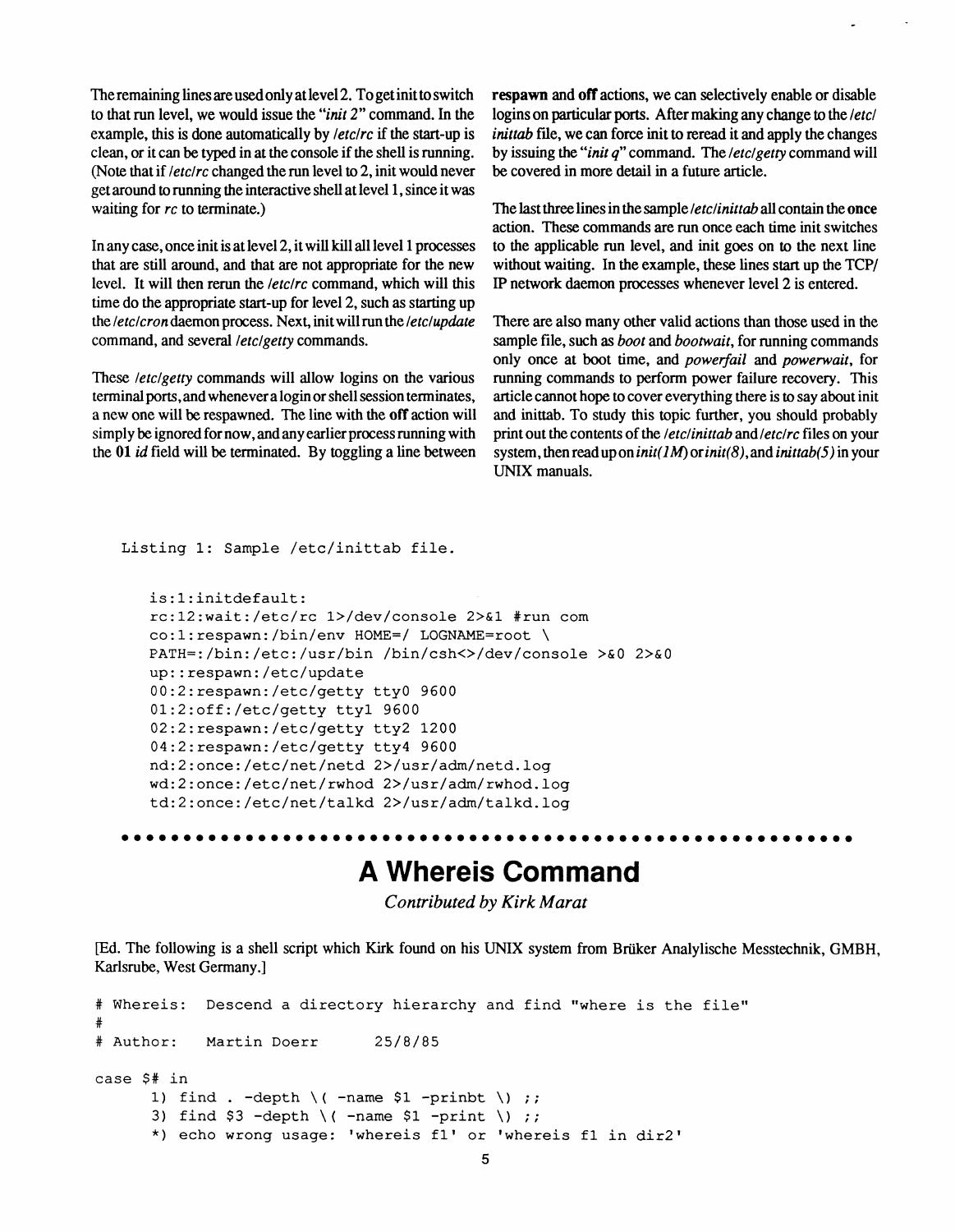The remaining lines are used only at level 2. To get init to switch to that run level, we would issue the "*init 2*" command. In the example, this is done automatically by */etc/rc* if the start-up is clean, or it can be typed in at the console if the shell is running. (Note that if */etc/rc* changed the run level to 2, init would never get around to running the interactive shell at level 1, since it was waiting for *rc* to terminate.)

In any case, once init is at level 2, it will kill all level 1 processes that are still around, and that are not appropriate for the new level. It will then rerun the */etc/rc* command, which will this time do the appropriate start-up for level 2, such as starting up the */etc/cron* daemon process. Next, init will run the */etc/update* command, and several */etc/getty* commands.

These */etc/getty* commands will allow logins on the various terminal ports, and whenever a login or shell session terminates, a new one will be respawned. The line with the **off** action will simply be ignored for now, and any earlier process running with the **01** *id* field will be terminated. By toggling a line between **respawn** and **off** actions, we can selectively enable or disable logins on particular ports. After making any change to the */etc/inittab* file, we can force init to reread it and apply the changes by issuing the "*init q*" command. The */etc/getty* command will be covered in more detail in a future article.

The last three lines in the sample */etc/inittab* all contain the **once** action. These commands are run once each time init switches to the applicable run level, and init goes on to the next line without waiting. In the example, these lines start up the TCP/IP network daemon processes whenever level 2 is entered.

There are also many other valid actions than those used in the sample file, such as *boot* and *bootwait*, for running commands only once at boot time, and *powerfail* and *powerwait*, for running commands to perform power failure recovery. This article cannot hope to cover everything there is to say about init and inittab. To study this topic further, you should probably print out the contents of the */etc/inittab* and */etc/rc* files on your system, then read up on *init(1M)* or *init(8)*, and *inittab(5)* in your UNIX manuals.

```
Listing 1: Sample /etc/inittab file.

    is:1:initdefault:
    rc:12:wait:/etc/rc 1>/dev/console 2>&1 #run com
    co:1:respawn:/bin/env HOME=/ LOGNAME=root \
    PATH=:/bin:/etc:/usr/bin /bin/csh<>/dev/console >&0 2>&0
    up::respawn:/etc/update
    00:2:respawn:/etc/getty tty0 9600
    01:2:off:/etc/getty tty1 9600
    02:2:respawn:/etc/getty tty2 1200
    04:2:respawn:/etc/getty tty4 9600
    nd:2:once:/etc/net/netd 2>/usr/adm/netd.log
    wd:2:once:/etc/net/rwhod 2>/usr/adm/rwhod.log
    td:2:once:/etc/net/talkd 2>/usr/adm/talkd.log
```

# A Whereis Command

*Contributed by Kirk Marat*

[Ed. The following is a shell script which Kirk found on his UNIX system from Brüker Analylische Messtechnik, GMBH, Karlsrube, West Germany.]

```
# Whereis:  Descend a directory hierarchy and find "where is the file"
#
# Author:   Martin Doerr        25/8/85

case $# in
      1) find . -depth \( -name $1 -prinbt \) ;;
      3) find $3 -depth \( -name $1 -print \) ;;
      *) echo wrong usage: 'whereis f1' or 'whereis f1 in dir2'
```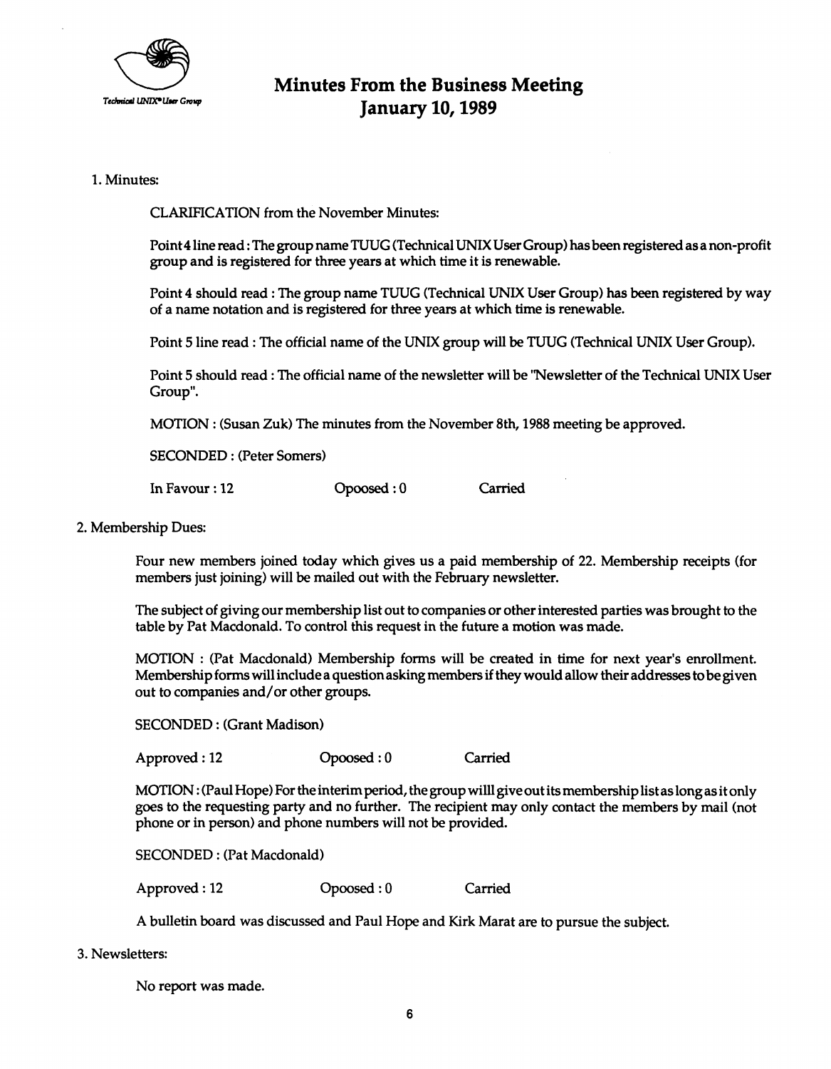Technical UNIX® User Group

# Minutes From the Business Meeting
# January 10, 1989

1. Minutes:

CLARIFICATION from the November Minutes:

Point 4 line read : The group name TUUG (Technical UNIX User Group) has been registered as a non-profit group and is registered for three years at which time it is renewable.

Point 4 should read : The group name TUUG (Technical UNIX User Group) has been registered by way of a name notation and is registered for three years at which time is renewable.

Point 5 line read : The official name of the UNIX group will be TUUG (Technical UNIX User Group).

Point 5 should read : The official name of the newsletter will be "Newsletter of the Technical UNIX User Group".

MOTION : (Susan Zuk) The minutes from the November 8th, 1988 meeting be approved.

SECONDED : (Peter Somers)

In Favour : 12 Opoosed : 0 Carried

2. Membership Dues:

Four new members joined today which gives us a paid membership of 22. Membership receipts (for members just joining) will be mailed out with the February newsletter.

The subject of giving our membership list out to companies or other interested parties was brought to the table by Pat Macdonald. To control this request in the future a motion was made.

MOTION : (Pat Macdonald) Membership forms will be created in time for next year's enrollment. Membership forms will include a question asking members if they would allow their addresses to be given out to companies and/or other groups.

SECONDED : (Grant Madison)

Approved : 12 Opoosed : 0 Carried

MOTION : (Paul Hope) For the interim period, the group willl give out its membership list as long as it only goes to the requesting party and no further. The recipient may only contact the members by mail (not phone or in person) and phone numbers will not be provided.

SECONDED : (Pat Macdonald)

Approved : 12 Opoosed : 0 Carried

A bulletin board was discussed and Paul Hope and Kirk Marat are to pursue the subject.

3. Newsletters:

No report was made.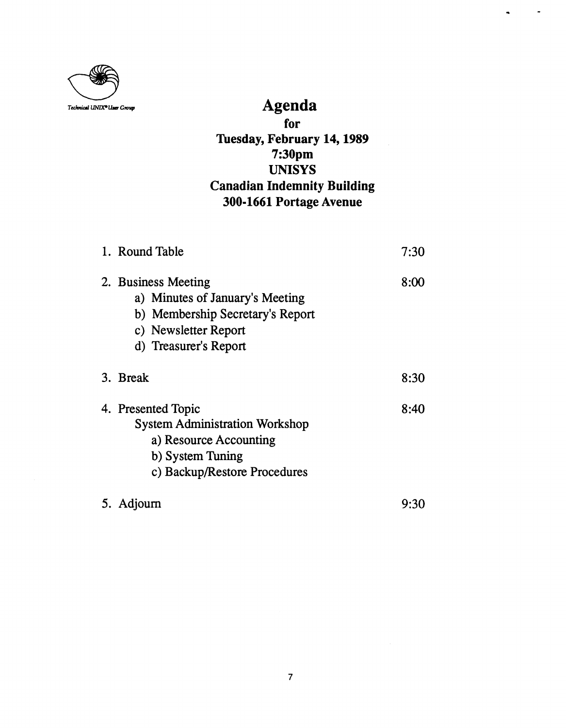*Technical UNIX® User Group*

# Agenda

**for**
**Tuesday, February 14, 1989**
**7:30pm**
**UNISYS**
**Canadian Indemnity Building**
**300-1661 Portage Avenue**

| | |
|---|---|
| 1. Round Table | 7:30 |
| 2. Business Meeting<br>a) Minutes of January's Meeting<br>b) Membership Secretary's Report<br>c) Newsletter Report<br>d) Treasurer's Report | 8:00 |
| 3. Break | 8:30 |
| 4. Presented Topic<br>System Administration Workshop<br>a) Resource Accounting<br>b) System Tuning<br>c) Backup/Restore Procedures | 8:40 |
| 5. Adjourn | 9:30 |